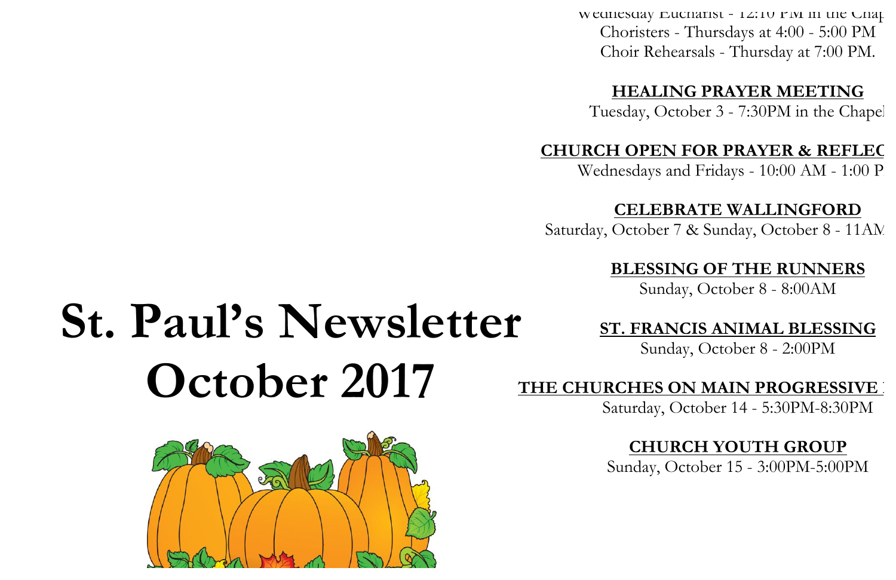# St. Paul's Newsletter October 2017

Wednesday Eucharist - 12:10 PM in the Chap

Choristers - Thursdays at 4:00 - 5:00 PM

Choir Rehearsals - Thursday at 7:00 PM.

**HEALING PRAYER MEETING**

Tuesday, October 3 - 7:30PM in the Chapel

**CHURCH OPEN FOR PRAYER & REFLEC**

Wednesdays and Fridays - 10:00 AM - 1:00 P

**CELEBRATE WALLINGFORD**

Saturday, October 7 & Sunday, October 8 - 11AM

**BLESSING OF THE RUNNERS**

Sunday, October 8 - 8:00AM

**ST. FRANCIS ANIMAL BLESSING**

Sunday, October 8 - 2:00PM

**THE CHURCHES ON MAIN PROGRESSIVE**

Saturday, October 14 - 5:30PM-8:30PM

**CHURCH YOUTH GROUP**

Sunday, October 15 - 3:00PM-5:00PM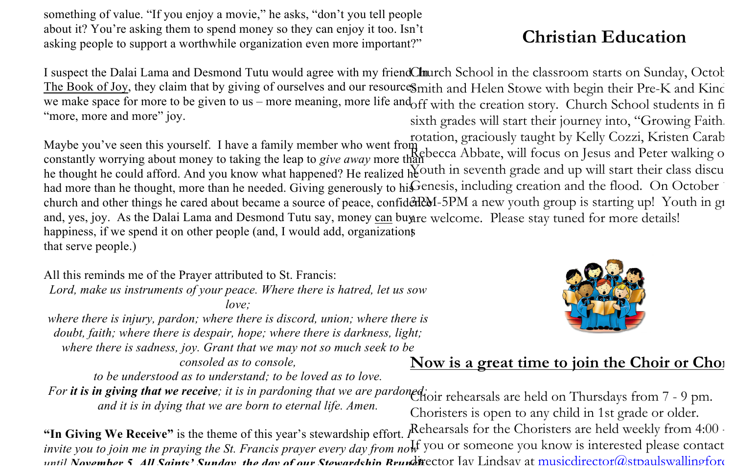something of value. "If you enjoy a movie," he asks, "don't you tell people about it? You're asking them to spend money so they can enjoy it too. Isn't asking people to support a worthwhile organization even more important?"

I suspect the Dalai Lama and Desmond Tutu would agree with my friend. In The Book of Joy, they claim that by giving of ourselves and our resources, we make space for more to be given to us – more meaning, more life and "more, more and more" joy.

Maybe you've seen this yourself. I have a family member who went from constantly worrying about money to taking the leap to *give away* more than he thought he could afford. And you know what happened? He realized he had more than he thought, more than he needed. Giving generously to his church and other things he cared about became a source of peace, confidence and, yes, joy. As the Dalai Lama and Desmond Tutu say, money can buy happiness, if we spend it on other people (and, I would add, organizations that serve people.)

All this reminds me of the Prayer attributed to St. Francis:

*Lord, make us instruments of your peace. Where there is hatred, let us sow love;*
*where there is injury, pardon; where there is discord, union; where there is doubt, faith; where there is despair, hope; where there is darkness, light; where there is sadness, joy. Grant that we may not so much seek to be consoled as to console,*
*to be understood as to understand; to be loved as to love.*
*For **it is in giving that we receive**; it is in pardoning that we are pardoned; and it is in dying that we are born to eternal life. Amen.*

**"In Giving We Receive"** is the theme of this year's stewardship effort. *I invite you to join me in praying the St. Francis prayer every day from now until **November 5, All Saints' Sunday, the day of our Stewardship Brunch***

## Christian Education

Church School in the classroom starts on Sunday, Octob Smith and Helen Stowe with begin their Pre-K and Kind off with the creation story. Church School students in fi sixth grades will start their journey into, "Growing Faith. rotation, graciously taught by Kelly Cozzi, Kristen Carab Rebecca Abbate, will focus on Jesus and Peter walking o Youth in seventh grade and up will start their class discu Genesis, including creation and the flood. On October 3PM-5PM a new youth group is starting up! Youth in gr are welcome. Please stay tuned for more details!

## Now is a great time to join the Choir or Chor

Choir rehearsals are held on Thursdays from 7 - 9 pm. Choristers is open to any child in 1st grade or older. Rehearsals for the Choristers are held weekly from 4:00 - If you or someone you know is interested please contact director Jay Lindsay at musicdirector@stpaulswallingford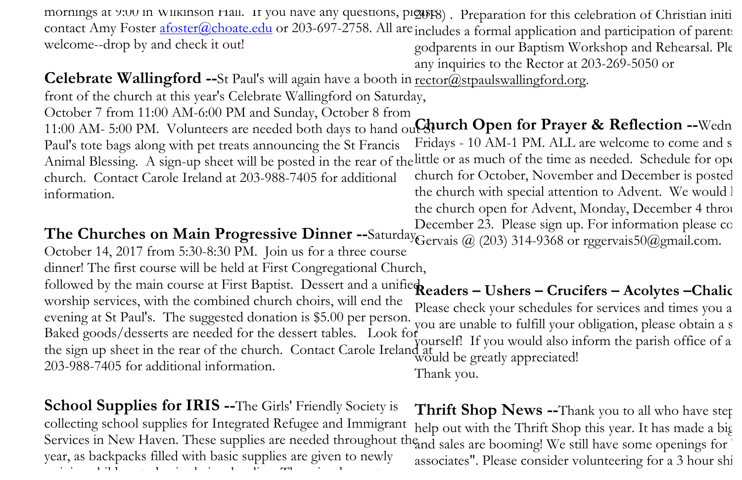mornings at 9:00 in Wilkinson Hall. If you have any questions, please contact Amy Foster afoster@choate.edu or 203-697-2758. All are welcome--drop by and check it out!

**Celebrate Wallingford --**St Paul's will again have a booth in front of the church at this year's Celebrate Wallingford on Saturday, October 7 from 11:00 AM-6:00 PM and Sunday, October 8 from 11:00 AM- 5:00 PM. Volunteers are needed both days to hand out St Paul's tote bags along with pet treats announcing the St Francis Animal Blessing. A sign-up sheet will be posted in the rear of the church. Contact Carole Ireland at 203-988-7405 for additional information.

**The Churches on Main Progressive Dinner --**Saturday, October 14, 2017 from 5:30-8:30 PM. Join us for a three course dinner! The first course will be held at First Congregational Church, followed by the main course at First Baptist. Dessert and a unified worship services, with the combined church choirs, will end the evening at St Paul's. The suggested donation is $5.00 per person. Baked goods/desserts are needed for the dessert tables. Look for the sign up sheet in the rear of the church. Contact Carole Ireland at 203-988-7405 for additional information.

**School Supplies for IRIS --**The Girls' Friendly Society is collecting school supplies for Integrated Refugee and Immigrant Services in New Haven. These supplies are needed throughout the year, as backpacks filled with basic supplies are given to newly

2018) . Preparation for this celebration of Christian initi includes a formal application and participation of parents godparents in our Baptism Workshop and Rehearsal. Ple any inquiries to the Rector at 203-269-5050 or rector@stpaulswallingford.org.

**Church Open for Prayer & Reflection --**Wedn Fridays - 10 AM-1 PM. ALL are welcome to come and s little or as much of the time as needed. Schedule for op church for October, November and December is posted the church with special attention to Advent. We would l the church open for Advent, Monday, December 4 thro December 23. Please sign up. For information please co Gervais @ (203) 314-9368 or rggervais50@gmail.com.

**Readers – Ushers – Crucifers – Acolytes –Chalic**

Please check your schedules for services and times you a you are unable to fulfill your obligation, please obtain a s yourself! If you would also inform the parish office of a would be greatly appreciated!
Thank you.

**Thrift Shop News --**Thank you to all who have step help out with the Thrift Shop this year. It has made a big and sales are booming! We still have some openings for associates". Please consider volunteering for a 3 hour shi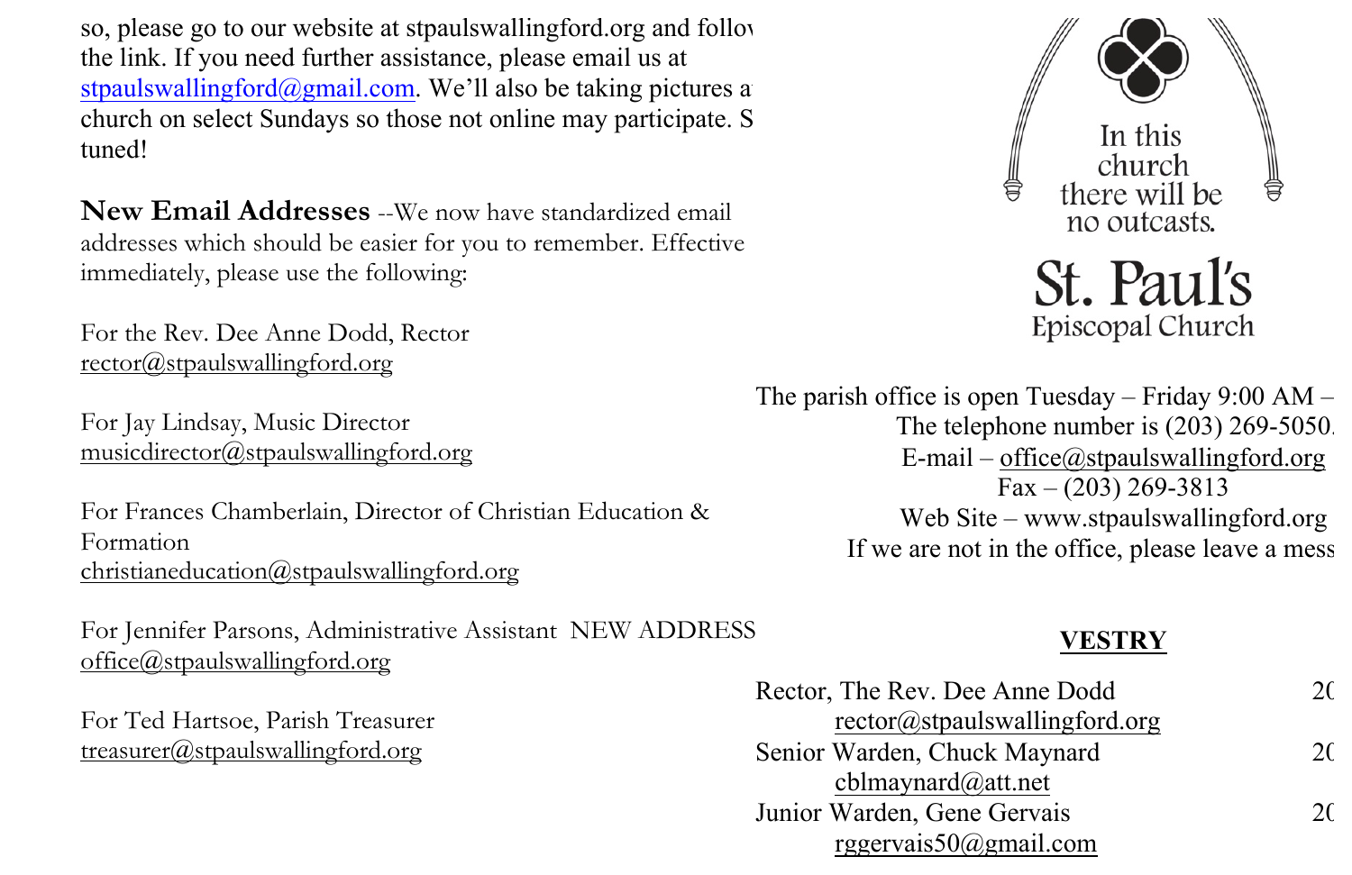so, please go to our website at stpaulswallingford.org and follow the link. If you need further assistance, please email us at stpaulswallingford@gmail.com. We'll also be taking pictures at church on select Sundays so those not online may participate. Stay tuned!

**New Email Addresses** --We now have standardized email addresses which should be easier for you to remember. Effective immediately, please use the following:

For the Rev. Dee Anne Dodd, Rector
rector@stpaulswallingford.org

For Jay Lindsay, Music Director
musicdirector@stpaulswallingford.org

For Frances Chamberlain, Director of Christian Education & Formation
christianeducation@stpaulswallingford.org

For Jennifer Parsons, Administrative Assistant NEW ADDRESS
office@stpaulswallingford.org

For Ted Hartsoe, Parish Treasurer
treasurer@stpaulswallingford.org

In this church there will be no outcasts.

St. Paul's
Episcopal Church

The parish office is open Tuesday – Friday 9:00 AM –
The telephone number is (203) 269-5050.
E-mail – office@stpaulswallingford.org
Fax – (203) 269-3813
Web Site – www.stpaulswallingford.org
If we are not in the office, please leave a mess

**VESTRY**

Rector, The Rev. Dee Anne Dodd — 20
rector@stpaulswallingford.org
Senior Warden, Chuck Maynard — 20
cblmaynard@att.net
Junior Warden, Gene Gervais — 20
rggervais50@gmail.com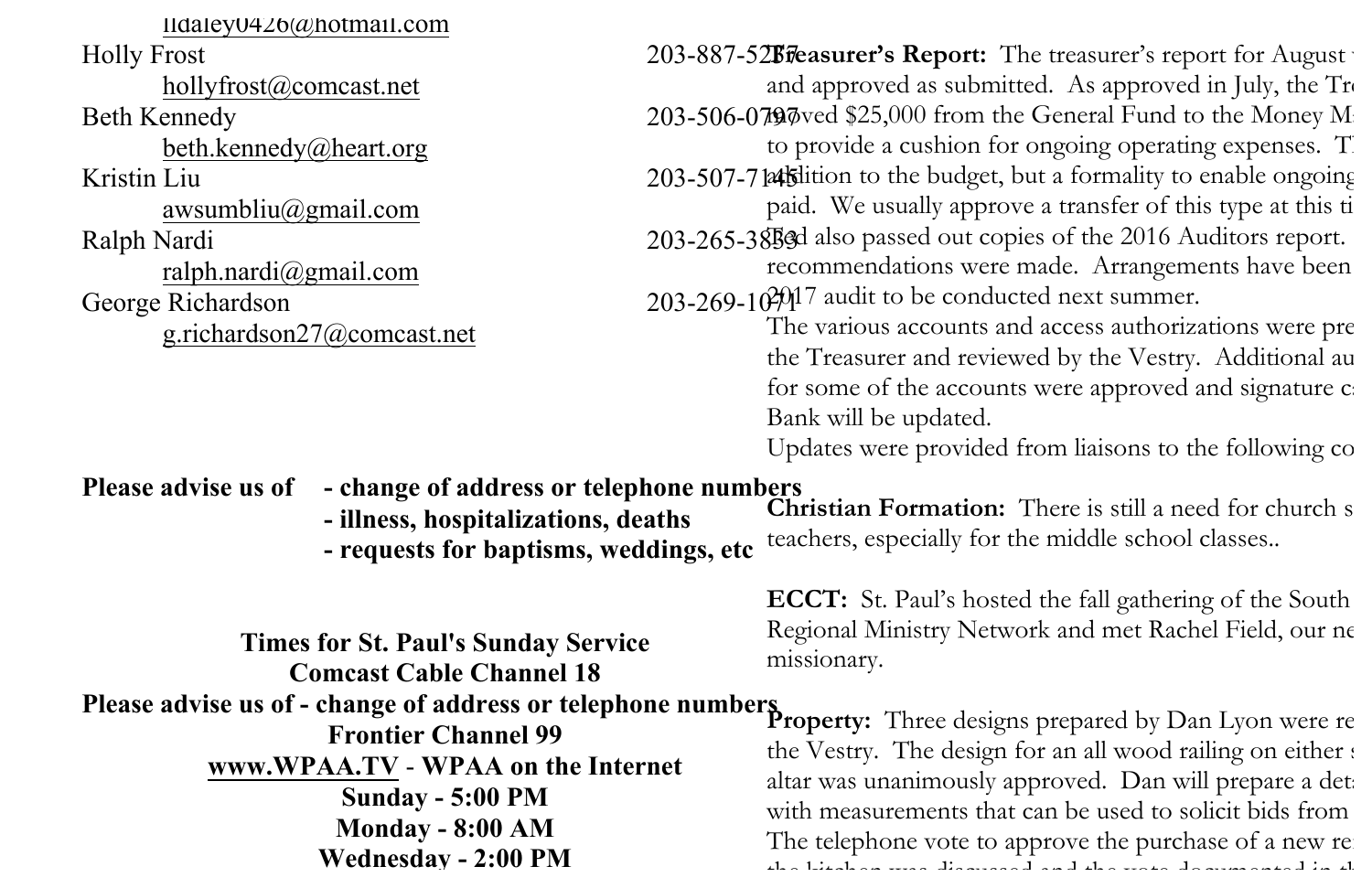lldaley0426@hotmail.com

Holly Frost 203-887-5257
hollyfrost@comcast.net

Beth Kennedy 203-506-0797
beth.kennedy@heart.org

Kristin Liu 203-507-7145
awsumbliu@gmail.com

Ralph Nardi 203-265-3855
ralph.nardi@gmail.com

George Richardson 203-269-1071
g.richardson27@comcast.net

**Please advise us of - change of address or telephone numbers**
**- illness, hospitalizations, deaths**
**- requests for baptisms, weddings, etc**

**Times for St. Paul's Sunday Service**
**Comcast Cable Channel 18**
**Please advise us of - change of address or telephone numbers**
**Frontier Channel 99**
**www.WPAA.TV - WPAA on the Internet**
**Sunday - 5:00 PM**
**Monday - 8:00 AM**
**Wednesday - 2:00 PM**

**Treasurer's Report:** The treasurer's report for August w
and approved as submitted. As approved in July, the Tr
moved $25,000 from the General Fund to the Money M
to provide a cushion for ongoing operating expenses. T
addition to the budget, but a formality to enable ongoing
paid. We usually approve a transfer of this type at this ti
Ted also passed out copies of the 2016 Auditors report.
recommendations were made. Arrangements have been
2017 audit to be conducted next summer.
The various accounts and access authorizations were pre
the Treasurer and reviewed by the Vestry. Additional au
for some of the accounts were approved and signature c
Bank will be updated.
Updates were provided from liaisons to the following co

**Christian Formation:** There is still a need for church s
teachers, especially for the middle school classes..

**ECCT:** St. Paul's hosted the fall gathering of the South
Regional Ministry Network and met Rachel Field, our ne
missionary.

**Property:** Three designs prepared by Dan Lyon were re
the Vestry. The design for an all wood railing on either s
altar was unanimously approved. Dan will prepare a det
with measurements that can be used to solicit bids from
The telephone vote to approve the purchase of a new re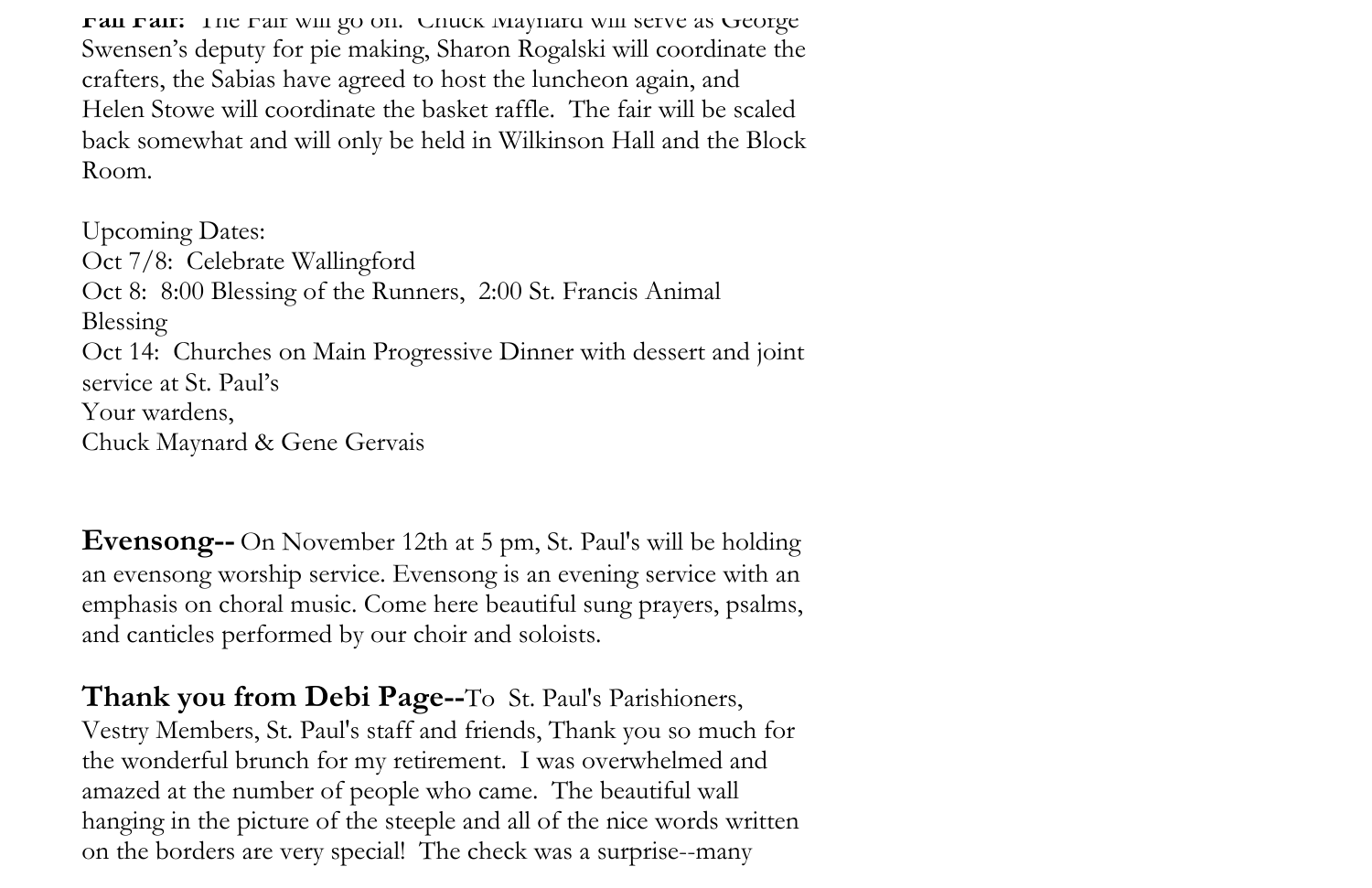**Fall Fair:** The Fair will go on. Chuck Maynard will serve as George Swensen's deputy for pie making, Sharon Rogalski will coordinate the crafters, the Sabias have agreed to host the luncheon again, and Helen Stowe will coordinate the basket raffle. The fair will be scaled back somewhat and will only be held in Wilkinson Hall and the Block Room.

Upcoming Dates:
Oct 7/8: Celebrate Wallingford
Oct 8: 8:00 Blessing of the Runners, 2:00 St. Francis Animal Blessing
Oct 14: Churches on Main Progressive Dinner with dessert and joint service at St. Paul's
Your wardens,
Chuck Maynard & Gene Gervais

**Evensong--** On November 12th at 5 pm, St. Paul's will be holding an evensong worship service. Evensong is an evening service with an emphasis on choral music. Come here beautiful sung prayers, psalms, and canticles performed by our choir and soloists.

**Thank you from Debi Page--**To St. Paul's Parishioners, Vestry Members, St. Paul's staff and friends, Thank you so much for the wonderful brunch for my retirement. I was overwhelmed and amazed at the number of people who came. The beautiful wall hanging in the picture of the steeple and all of the nice words written on the borders are very special! The check was a surprise--many